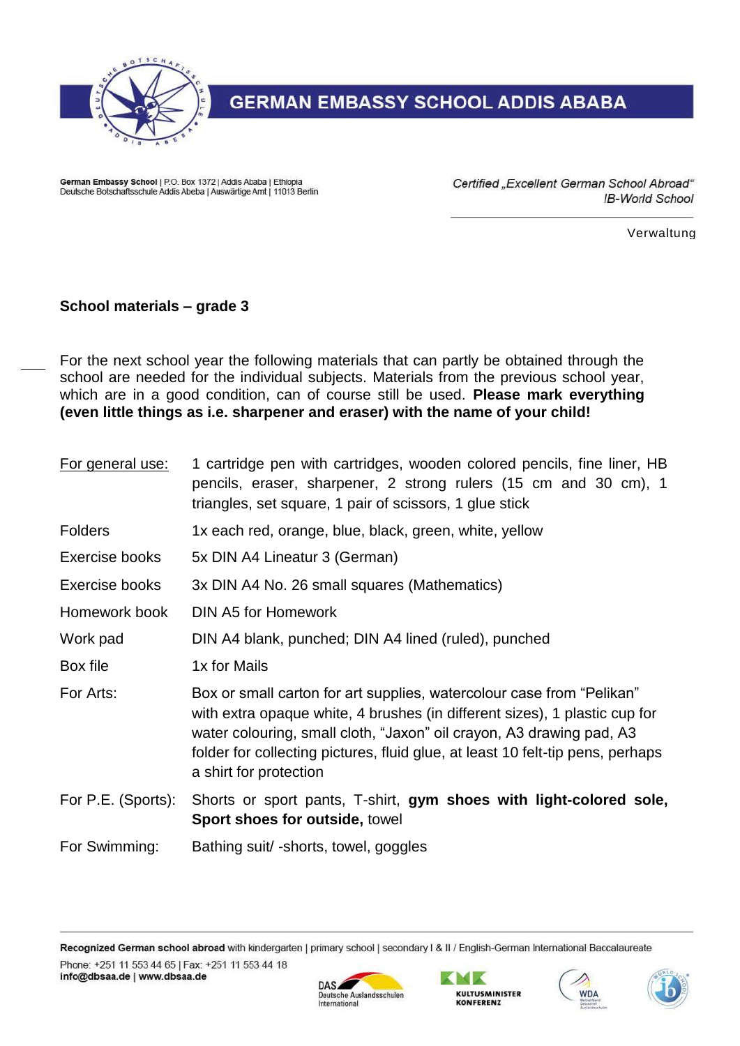# GERMAN EMBASSY SCHOOL ADDIS ABABA

German Embassy School | P.O. Box 1372 | Addis Ababa | Ethiopia
Deutsche Botschaftsschule Addis Abeba | Auswärtige Amt | 11013 Berlin

*Certified „Excellent German School Abroad"*
*IB-World School*

Verwaltung

**School materials – grade 3**

For the next school year the following materials that can partly be obtained through the school are needed for the individual subjects. Materials from the previous school year, which are in a good condition, can of course still be used. **Please mark everything (even little things as i.e. sharpener and eraser) with the name of your child!**

| | |
|---|---|
| For general use: | 1 cartridge pen with cartridges, wooden colored pencils, fine liner, HB pencils, eraser, sharpener, 2 strong rulers (15 cm and 30 cm), 1 triangles, set square, 1 pair of scissors, 1 glue stick |
| Folders | 1x each red, orange, blue, black, green, white, yellow |
| Exercise books | 5x DIN A4 Lineatur 3 (German) |
| Exercise books | 3x DIN A4 No. 26 small squares (Mathematics) |
| Homework book | DIN A5 for Homework |
| Work pad | DIN A4 blank, punched; DIN A4 lined (ruled), punched |
| Box file | 1x for Mails |
| For Arts: | Box or small carton for art supplies, watercolour case from "Pelikan" with extra opaque white, 4 brushes (in different sizes), 1 plastic cup for water colouring, small cloth, "Jaxon" oil crayon, A3 drawing pad, A3 folder for collecting pictures, fluid glue, at least 10 felt-tip pens, perhaps a shirt for protection |
| For P.E. (Sports): | Shorts or sport pants, T-shirt, **gym shoes with light-colored sole, Sport shoes for outside,** towel |
| For Swimming: | Bathing suit/ -shorts, towel, goggles |

**Recognized German school abroad** with kindergarten | primary school | secondary I & II / English-German International Baccalaureate

Phone: +251 11 553 44 65 | Fax: +251 11 553 44 18
**info@dbsaa.de | www.dbsaa.de**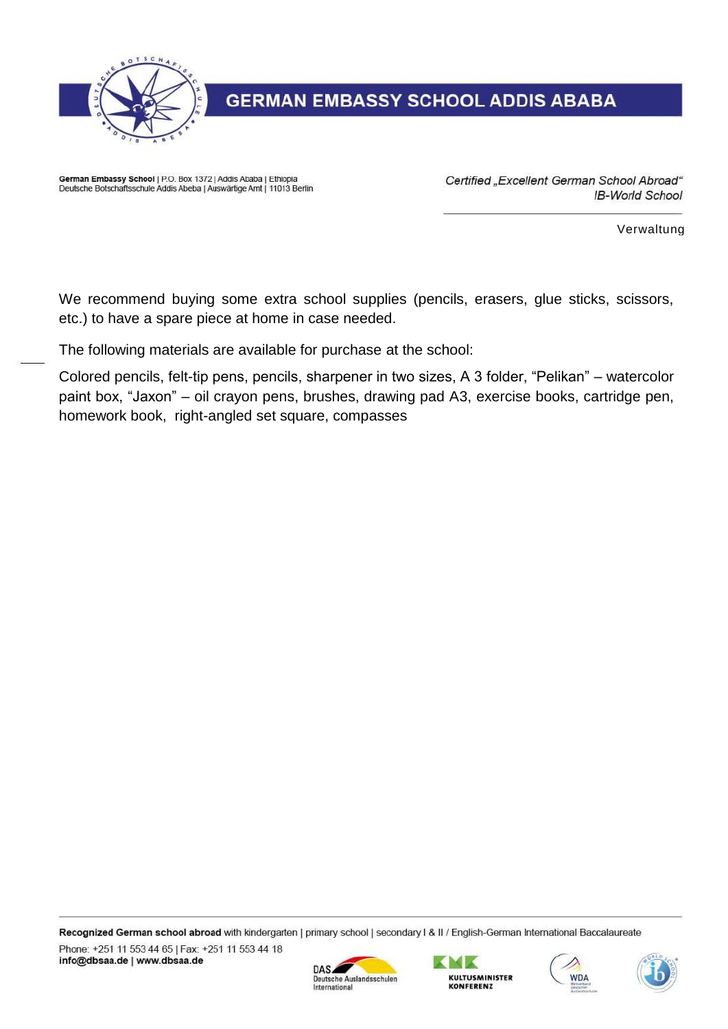We recommend buying some extra school supplies (pencils, erasers, glue sticks, scissors, etc.) to have a spare piece at home in case needed.

The following materials are available for purchase at the school:

Colored pencils, felt-tip pens, pencils, sharpener in two sizes, A 3 folder, “Pelikan” – watercolor paint box, “Jaxon” – oil crayon pens, brushes, drawing pad A3, exercise books, cartridge pen, homework book, right-angled set square, compasses